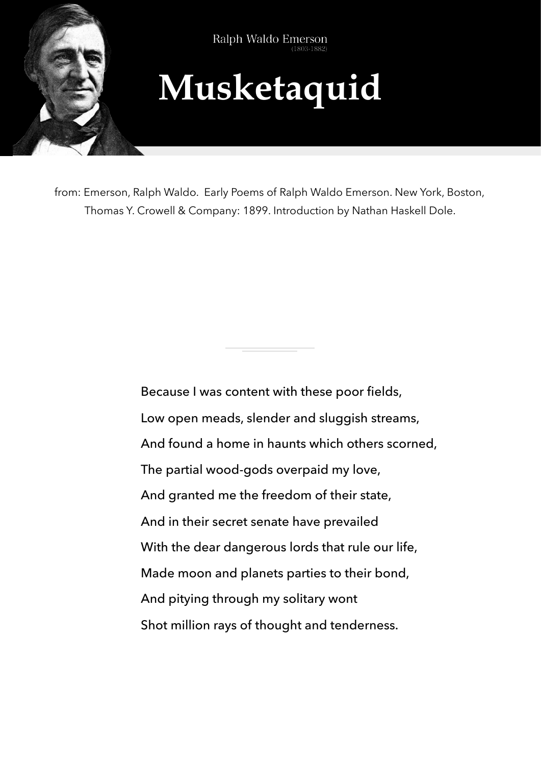Ralph Waldo Emerson
(1803-1882)

# Musketaquid

from: Emerson, Ralph Waldo. Early Poems of Ralph Waldo Emerson. New York, Boston, Thomas Y. Crowell & Company: 1899. Introduction by Nathan Haskell Dole.

---

Because I was content with these poor fields,

Low open meads, slender and sluggish streams,

And found a home in haunts which others scorned,

The partial wood-gods overpaid my love,

And granted me the freedom of their state,

And in their secret senate have prevailed

With the dear dangerous lords that rule our life,

Made moon and planets parties to their bond,

And pitying through my solitary wont

Shot million rays of thought and tenderness.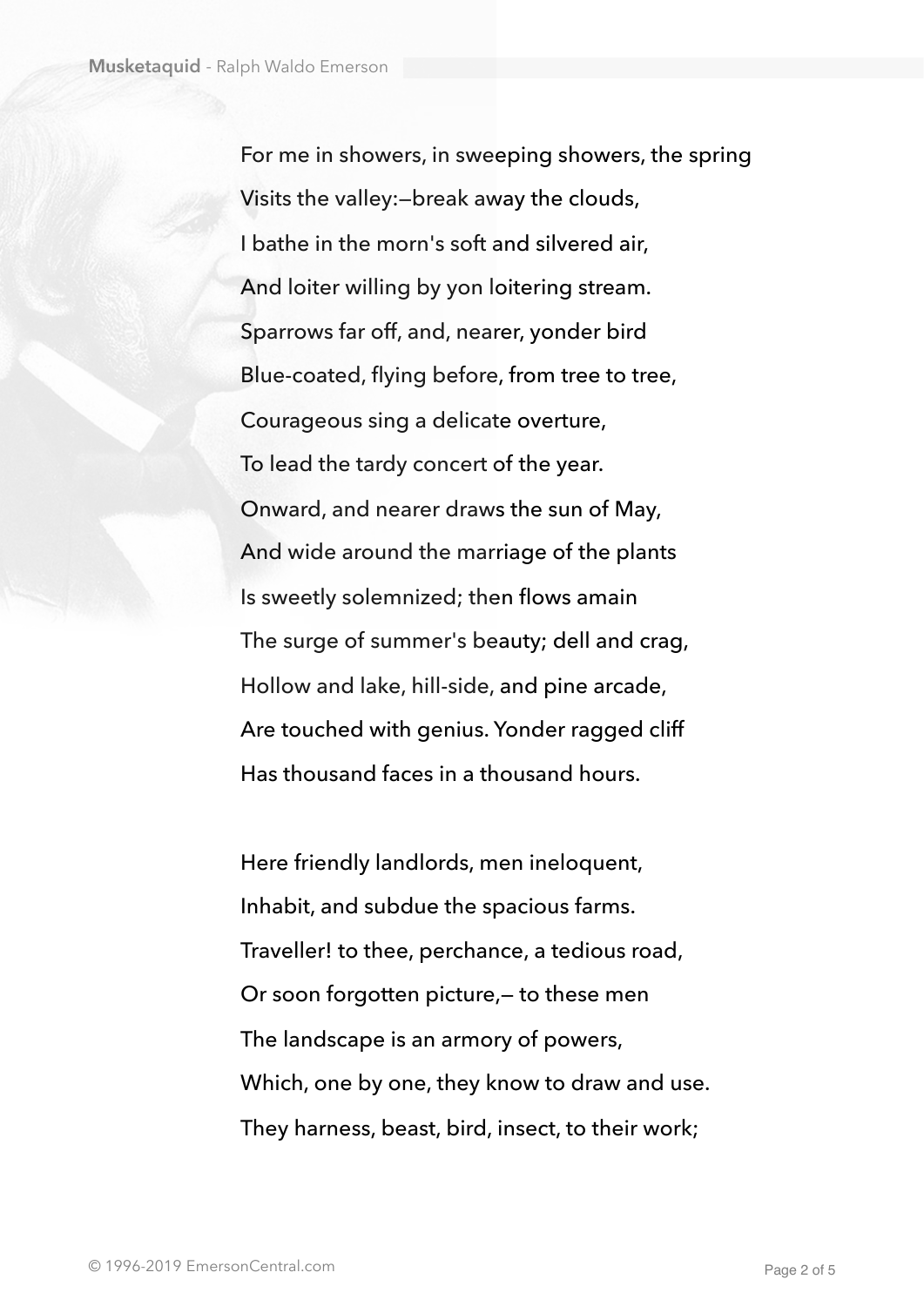For me in showers, in sweeping showers, the spring  
Visits the valley:—break away the clouds,  
I bathe in the morn's soft and silvered air,  
And loiter willing by yon loitering stream.  
Sparrows far off, and, nearer, yonder bird  
Blue-coated, flying before, from tree to tree,  
Courageous sing a delicate overture,  
To lead the tardy concert of the year.  
Onward, and nearer draws the sun of May,  
And wide around the marriage of the plants  
Is sweetly solemnized; then flows amain  
The surge of summer's beauty; dell and crag,  
Hollow and lake, hill-side, and pine arcade,  
Are touched with genius. Yonder ragged cliff  
Has thousand faces in a thousand hours.

Here friendly landlords, men ineloquent,  
Inhabit, and subdue the spacious farms.  
Traveller! to thee, perchance, a tedious road,  
Or soon forgotten picture,— to these men  
The landscape is an armory of powers,  
Which, one by one, they know to draw and use.  
They harness, beast, bird, insect, to their work;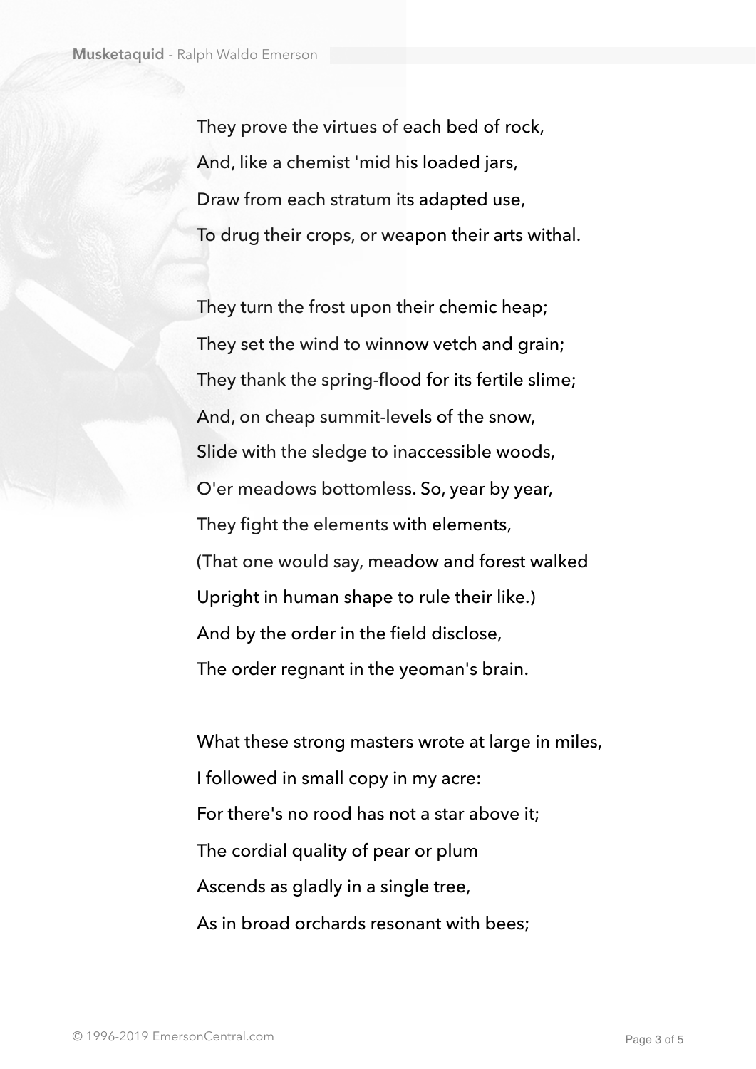They prove the virtues of each bed of rock,
And, like a chemist 'mid his loaded jars,
Draw from each stratum its adapted use,
To drug their crops, or weapon their arts withal.

They turn the frost upon their chemic heap;
They set the wind to winnow vetch and grain;
They thank the spring-flood for its fertile slime;
And, on cheap summit-levels of the snow,
Slide with the sledge to inaccessible woods,
O'er meadows bottomless. So, year by year,
They fight the elements with elements,
(That one would say, meadow and forest walked
Upright in human shape to rule their like.)
And by the order in the field disclose,
The order regnant in the yeoman's brain.

What these strong masters wrote at large in miles,
I followed in small copy in my acre:
For there's no rood has not a star above it;
The cordial quality of pear or plum
Ascends as gladly in a single tree,
As in broad orchards resonant with bees;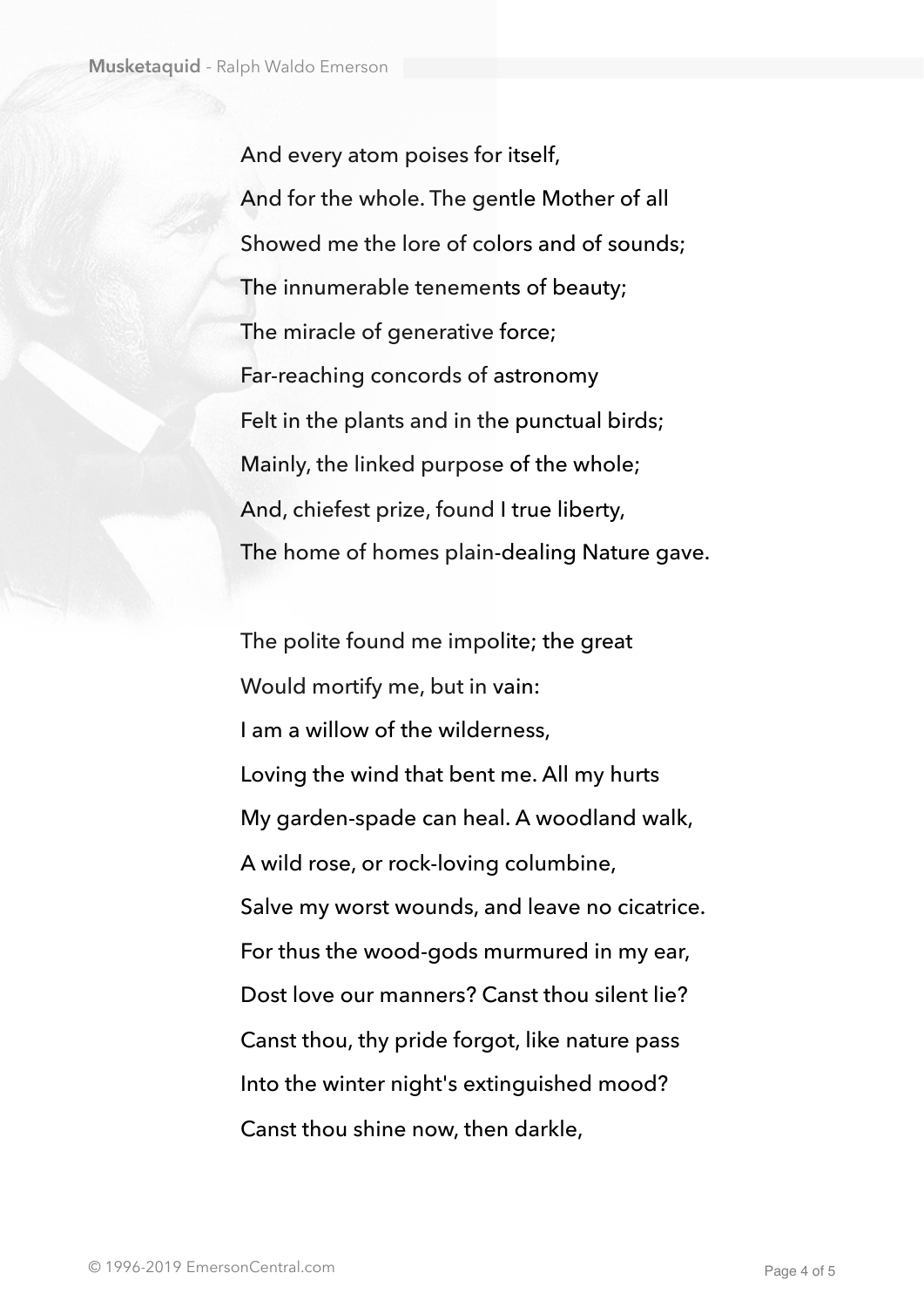And every atom poises for itself,

And for the whole. The gentle Mother of all

Showed me the lore of colors and of sounds;

The innumerable tenements of beauty;

The miracle of generative force;

Far-reaching concords of astronomy

Felt in the plants and in the punctual birds;

Mainly, the linked purpose of the whole;

And, chiefest prize, found I true liberty,

The home of homes plain-dealing Nature gave.

The polite found me impolite; the great

Would mortify me, but in vain:

I am a willow of the wilderness,

Loving the wind that bent me. All my hurts

My garden-spade can heal. A woodland walk,

A wild rose, or rock-loving columbine,

Salve my worst wounds, and leave no cicatrice.

For thus the wood-gods murmured in my ear,

Dost love our manners? Canst thou silent lie?

Canst thou, thy pride forgot, like nature pass

Into the winter night's extinguished mood?

Canst thou shine now, then darkle,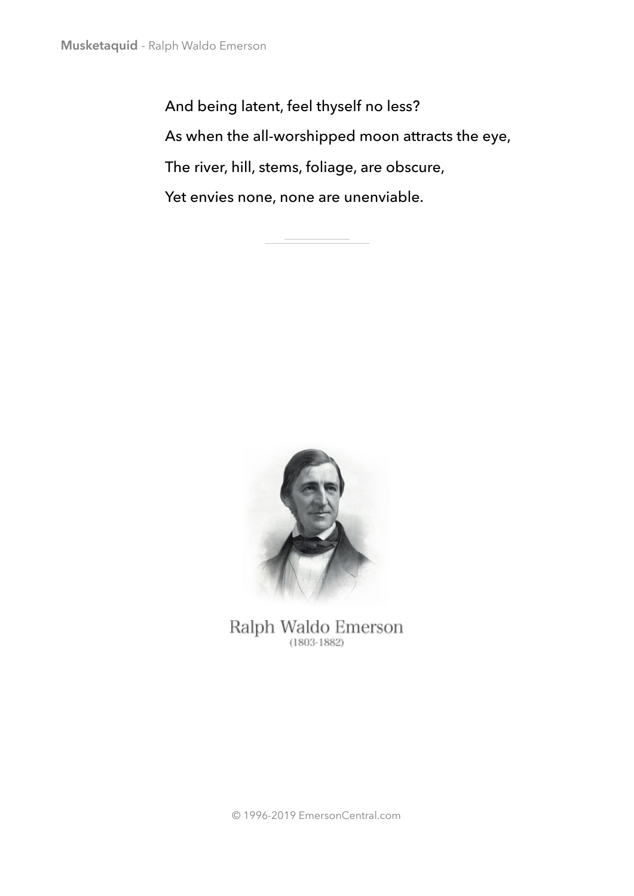And being latent, feel thyself no less?

As when the all-worshipped moon attracts the eye,

The river, hill, stems, foliage, are obscure,

Yet envies none, none are unenviable.

Ralph Waldo Emerson
(1803-1882)

© 1996-2019 EmersonCentral.com